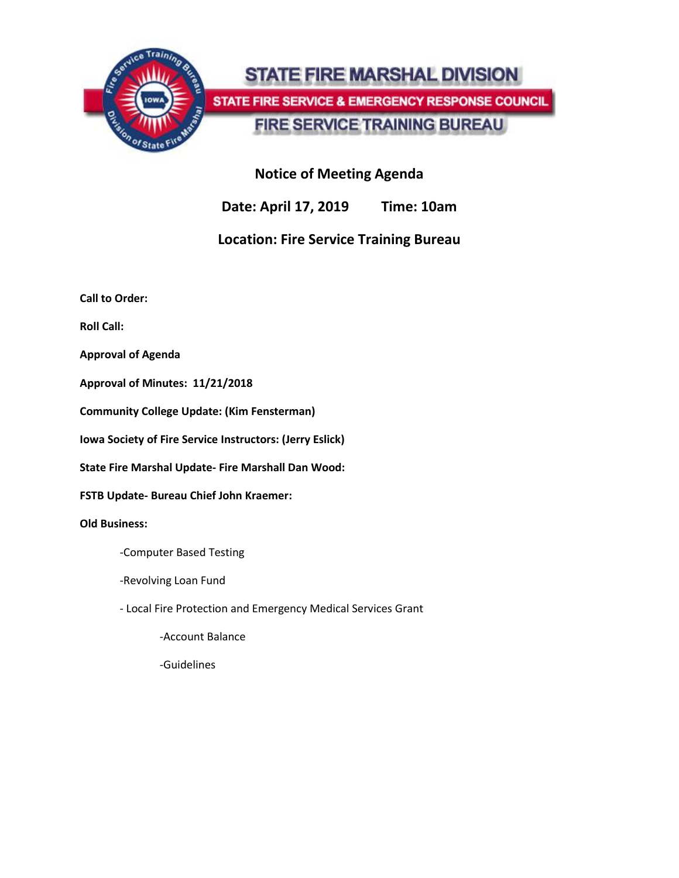# STATE FIRE MARSHAL DIVISION

## STATE FIRE SERVICE & EMERGENCY RESPONSE COUNCIL

## FIRE SERVICE TRAINING BUREAU

**Notice of Meeting Agenda**

**Date: April 17, 2019 Time: 10am**

**Location: Fire Service Training Bureau**

**Call to Order:**

**Roll Call:**

**Approval of Agenda**

**Approval of Minutes: 11/21/2018**

**Community College Update: (Kim Fensterman)**

**Iowa Society of Fire Service Instructors: (Jerry Eslick)**

**State Fire Marshal Update- Fire Marshall Dan Wood:**

**FSTB Update- Bureau Chief John Kraemer:**

**Old Business:**

- Computer Based Testing
- Revolving Loan Fund
- Local Fire Protection and Emergency Medical Services Grant
  - Account Balance
  - Guidelines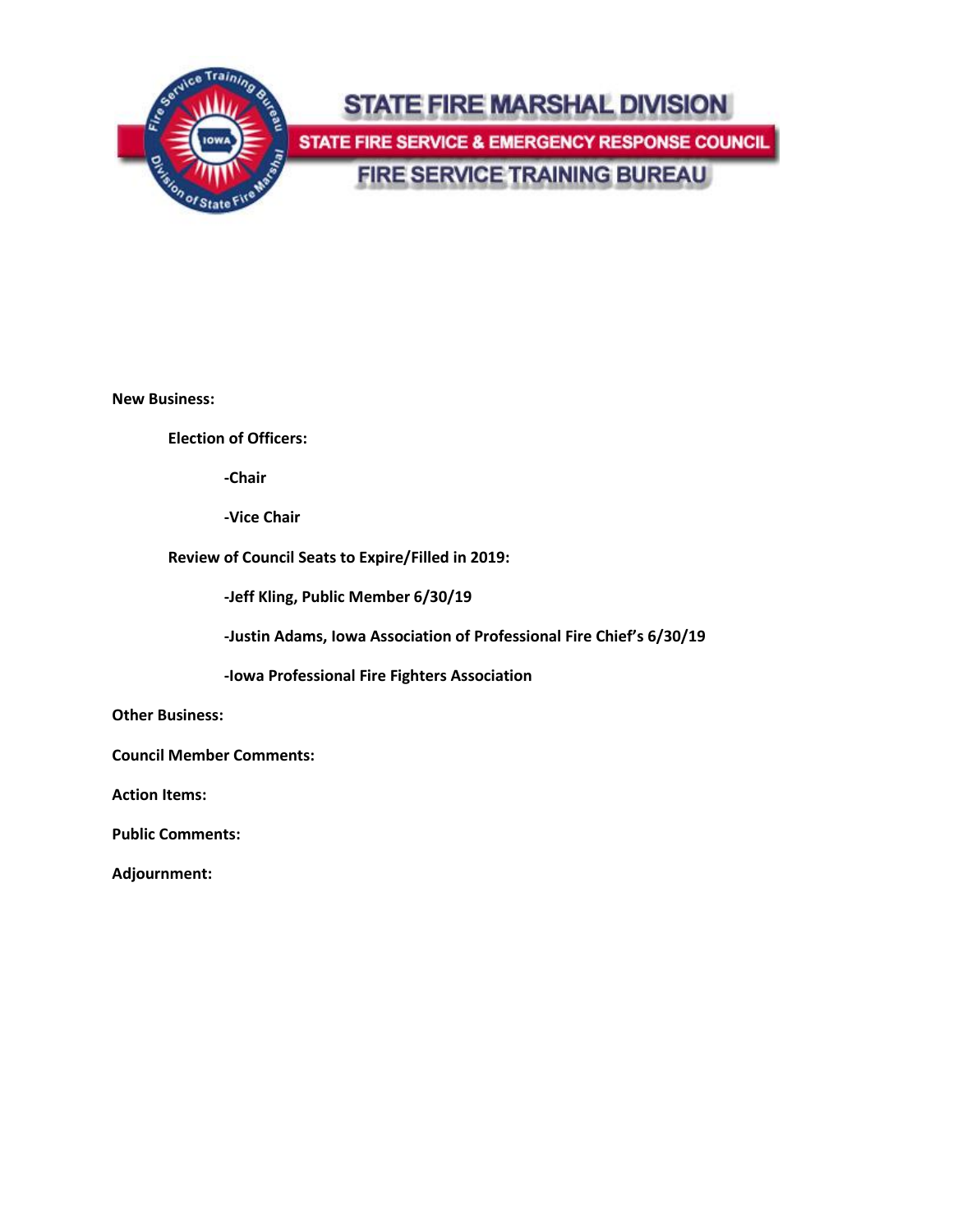**STATE FIRE MARSHAL DIVISION**

**STATE FIRE SERVICE & EMERGENCY RESPONSE COUNCIL**

**FIRE SERVICE TRAINING BUREAU**

**New Business:**

**Election of Officers:**

- **-Chair**
- **-Vice Chair**

**Review of Council Seats to Expire/Filled in 2019:**

- **-Jeff Kling, Public Member 6/30/19**
- **-Justin Adams, Iowa Association of Professional Fire Chief's 6/30/19**
- **-Iowa Professional Fire Fighters Association**

**Other Business:**

**Council Member Comments:**

**Action Items:**

**Public Comments:**

**Adjournment:**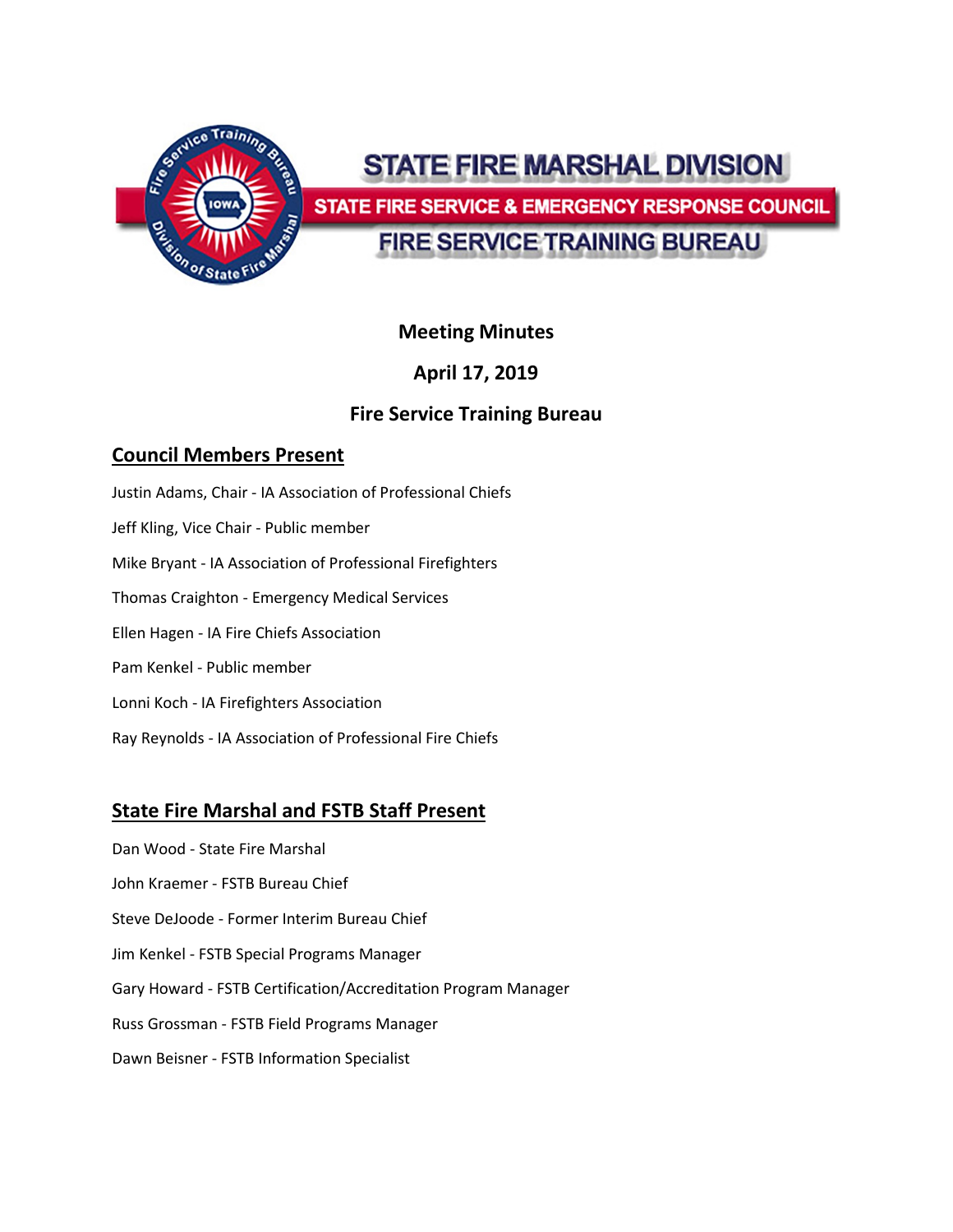STATE FIRE MARSHAL DIVISION

STATE FIRE SERVICE & EMERGENCY RESPONSE COUNCIL

FIRE SERVICE TRAINING BUREAU

**Meeting Minutes**

**April 17, 2019**

**Fire Service Training Bureau**

## Council Members Present

Justin Adams, Chair - IA Association of Professional Chiefs

Jeff Kling, Vice Chair - Public member

Mike Bryant - IA Association of Professional Firefighters

Thomas Craighton - Emergency Medical Services

Ellen Hagen - IA Fire Chiefs Association

Pam Kenkel - Public member

Lonni Koch - IA Firefighters Association

Ray Reynolds - IA Association of Professional Fire Chiefs

## State Fire Marshal and FSTB Staff Present

Dan Wood - State Fire Marshal

John Kraemer - FSTB Bureau Chief

Steve DeJoode - Former Interim Bureau Chief

Jim Kenkel - FSTB Special Programs Manager

Gary Howard - FSTB Certification/Accreditation Program Manager

Russ Grossman - FSTB Field Programs Manager

Dawn Beisner - FSTB Information Specialist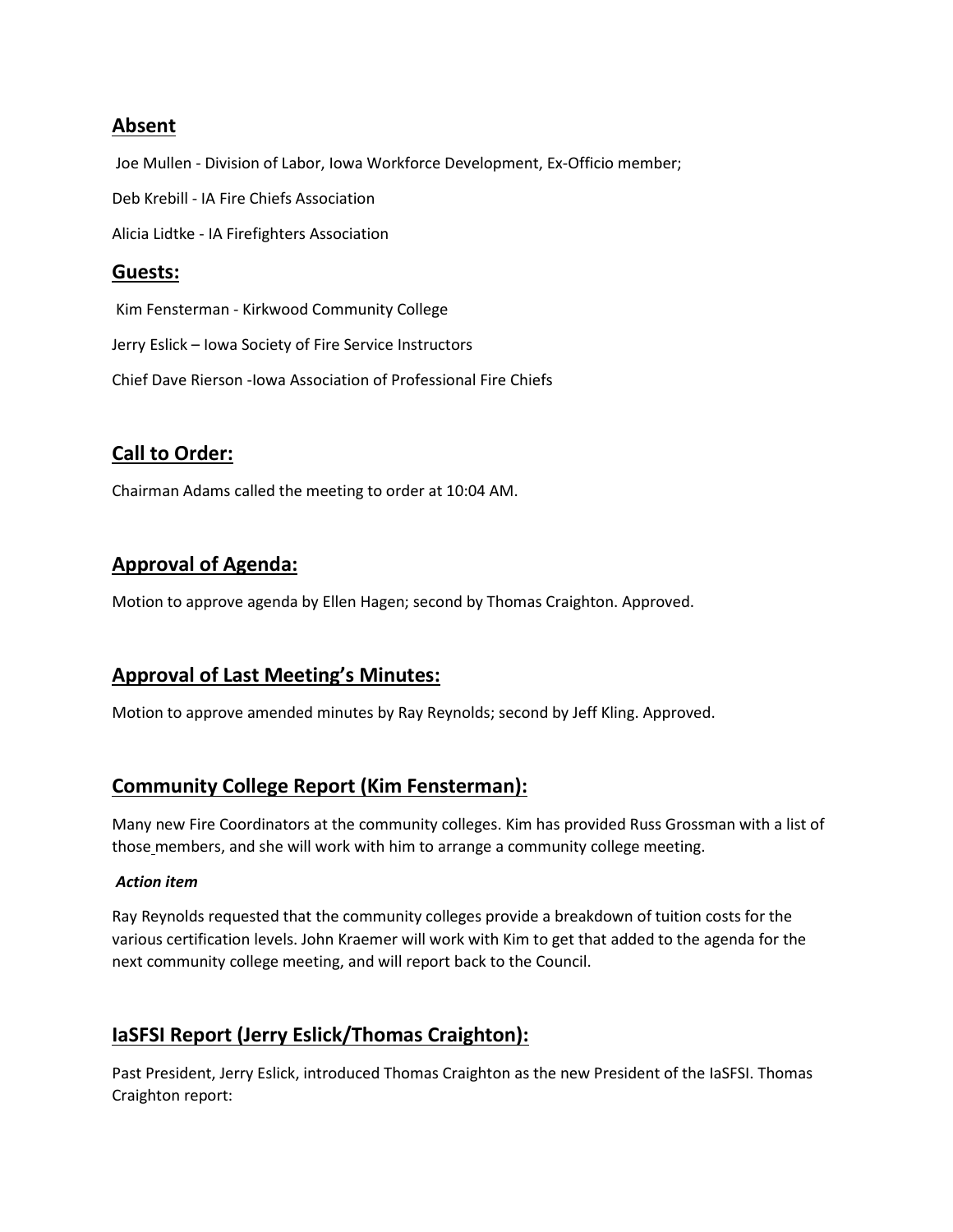## Absent

Joe Mullen - Division of Labor, Iowa Workforce Development, Ex-Officio member;

Deb Krebill - IA Fire Chiefs Association

Alicia Lidtke - IA Firefighters Association

## Guests:

Kim Fensterman - Kirkwood Community College

Jerry Eslick – Iowa Society of Fire Service Instructors

Chief Dave Rierson -Iowa Association of Professional Fire Chiefs

## Call to Order:

Chairman Adams called the meeting to order at 10:04 AM.

## Approval of Agenda:

Motion to approve agenda by Ellen Hagen; second by Thomas Craighton. Approved.

## Approval of Last Meeting's Minutes:

Motion to approve amended minutes by Ray Reynolds; second by Jeff Kling. Approved.

## Community College Report (Kim Fensterman):

Many new Fire Coordinators at the community colleges. Kim has provided Russ Grossman with a list of those members, and she will work with him to arrange a community college meeting.

***Action item***

Ray Reynolds requested that the community colleges provide a breakdown of tuition costs for the various certification levels. John Kraemer will work with Kim to get that added to the agenda for the next community college meeting, and will report back to the Council.

## IaSFSI Report (Jerry Eslick/Thomas Craighton):

Past President, Jerry Eslick, introduced Thomas Craighton as the new President of the IaSFSI. Thomas Craighton report: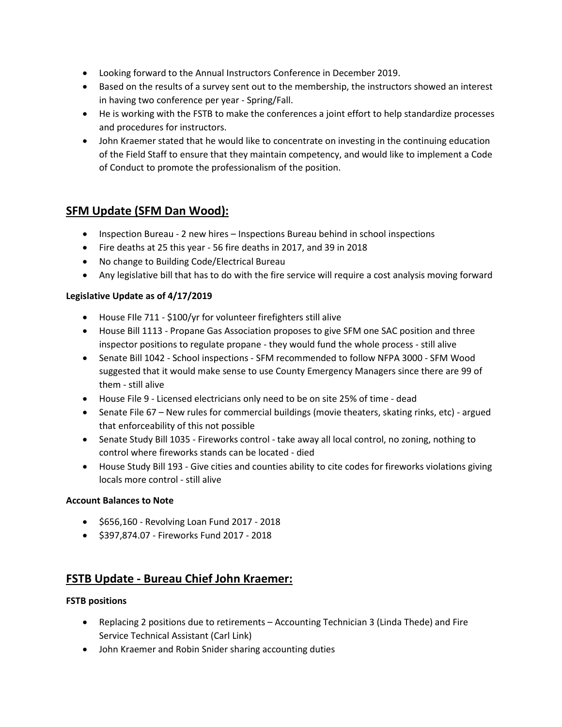- Looking forward to the Annual Instructors Conference in December 2019.
- Based on the results of a survey sent out to the membership, the instructors showed an interest in having two conference per year - Spring/Fall.
- He is working with the FSTB to make the conferences a joint effort to help standardize processes and procedures for instructors.
- John Kraemer stated that he would like to concentrate on investing in the continuing education of the Field Staff to ensure that they maintain competency, and would like to implement a Code of Conduct to promote the professionalism of the position.

## SFM Update (SFM Dan Wood):

- Inspection Bureau - 2 new hires – Inspections Bureau behind in school inspections
- Fire deaths at 25 this year - 56 fire deaths in 2017, and 39 in 2018
- No change to Building Code/Electrical Bureau
- Any legislative bill that has to do with the fire service will require a cost analysis moving forward

**Legislative Update as of 4/17/2019**

- House FIle 711 - $100/yr for volunteer firefighters still alive
- House Bill 1113 - Propane Gas Association proposes to give SFM one SAC position and three inspector positions to regulate propane - they would fund the whole process - still alive
- Senate Bill 1042 - School inspections - SFM recommended to follow NFPA 3000 - SFM Wood suggested that it would make sense to use County Emergency Managers since there are 99 of them - still alive
- House File 9 - Licensed electricians only need to be on site 25% of time - dead
- Senate File 67 – New rules for commercial buildings (movie theaters, skating rinks, etc) - argued that enforceability of this not possible
- Senate Study Bill 1035 - Fireworks control - take away all local control, no zoning, nothing to control where fireworks stands can be located - died
- House Study Bill 193 - Give cities and counties ability to cite codes for fireworks violations giving locals more control - still alive

**Account Balances to Note**

- $656,160 - Revolving Loan Fund 2017 - 2018
- $397,874.07 - Fireworks Fund 2017 - 2018

## FSTB Update - Bureau Chief John Kraemer:

**FSTB positions**

- Replacing 2 positions due to retirements – Accounting Technician 3 (Linda Thede) and Fire Service Technical Assistant (Carl Link)
- John Kraemer and Robin Snider sharing accounting duties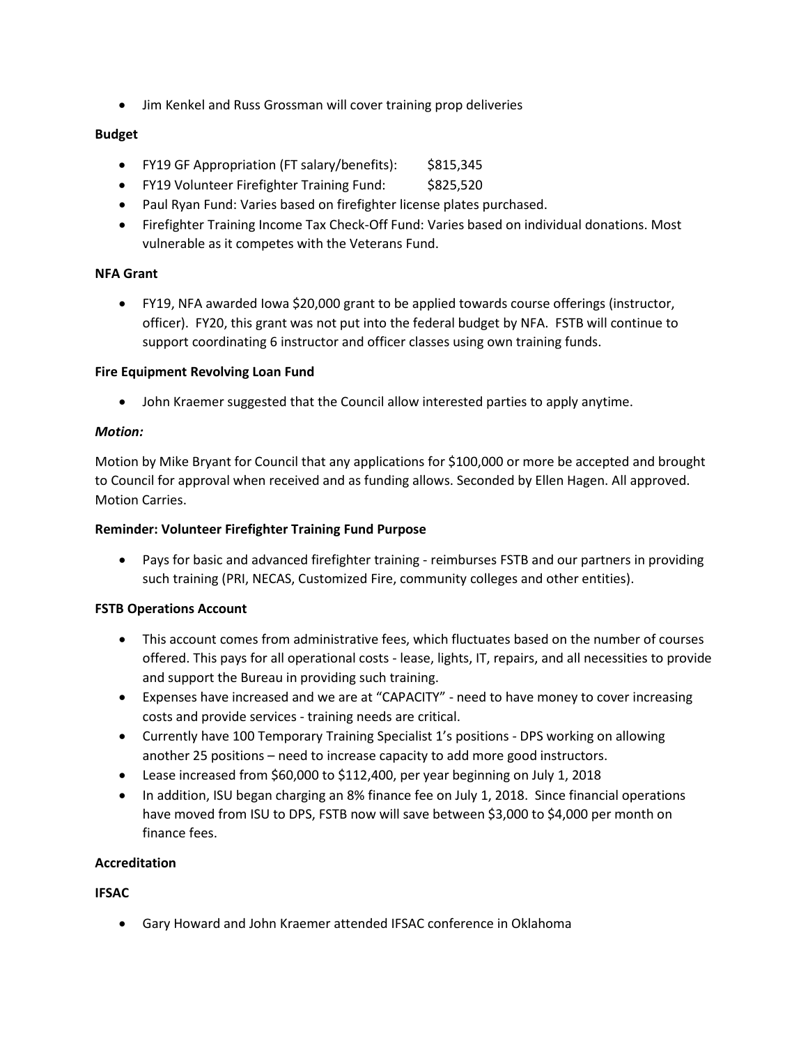- Jim Kenkel and Russ Grossman will cover training prop deliveries

**Budget**

- FY19 GF Appropriation (FT salary/benefits): $815,345
- FY19 Volunteer Firefighter Training Fund: $825,520
- Paul Ryan Fund: Varies based on firefighter license plates purchased.
- Firefighter Training Income Tax Check-Off Fund: Varies based on individual donations. Most vulnerable as it competes with the Veterans Fund.

**NFA Grant**

- FY19, NFA awarded Iowa $20,000 grant to be applied towards course offerings (instructor, officer). FY20, this grant was not put into the federal budget by NFA. FSTB will continue to support coordinating 6 instructor and officer classes using own training funds.

**Fire Equipment Revolving Loan Fund**

- John Kraemer suggested that the Council allow interested parties to apply anytime.

***Motion:***

Motion by Mike Bryant for Council that any applications for $100,000 or more be accepted and brought to Council for approval when received and as funding allows. Seconded by Ellen Hagen. All approved. Motion Carries.

**Reminder: Volunteer Firefighter Training Fund Purpose**

- Pays for basic and advanced firefighter training - reimburses FSTB and our partners in providing such training (PRI, NECAS, Customized Fire, community colleges and other entities).

**FSTB Operations Account**

- This account comes from administrative fees, which fluctuates based on the number of courses offered. This pays for all operational costs - lease, lights, IT, repairs, and all necessities to provide and support the Bureau in providing such training.
- Expenses have increased and we are at "CAPACITY" - need to have money to cover increasing costs and provide services - training needs are critical.
- Currently have 100 Temporary Training Specialist 1's positions - DPS working on allowing another 25 positions – need to increase capacity to add more good instructors.
- Lease increased from $60,000 to $112,400, per year beginning on July 1, 2018
- In addition, ISU began charging an 8% finance fee on July 1, 2018. Since financial operations have moved from ISU to DPS, FSTB now will save between $3,000 to $4,000 per month on finance fees.

**Accreditation**

**IFSAC**

- Gary Howard and John Kraemer attended IFSAC conference in Oklahoma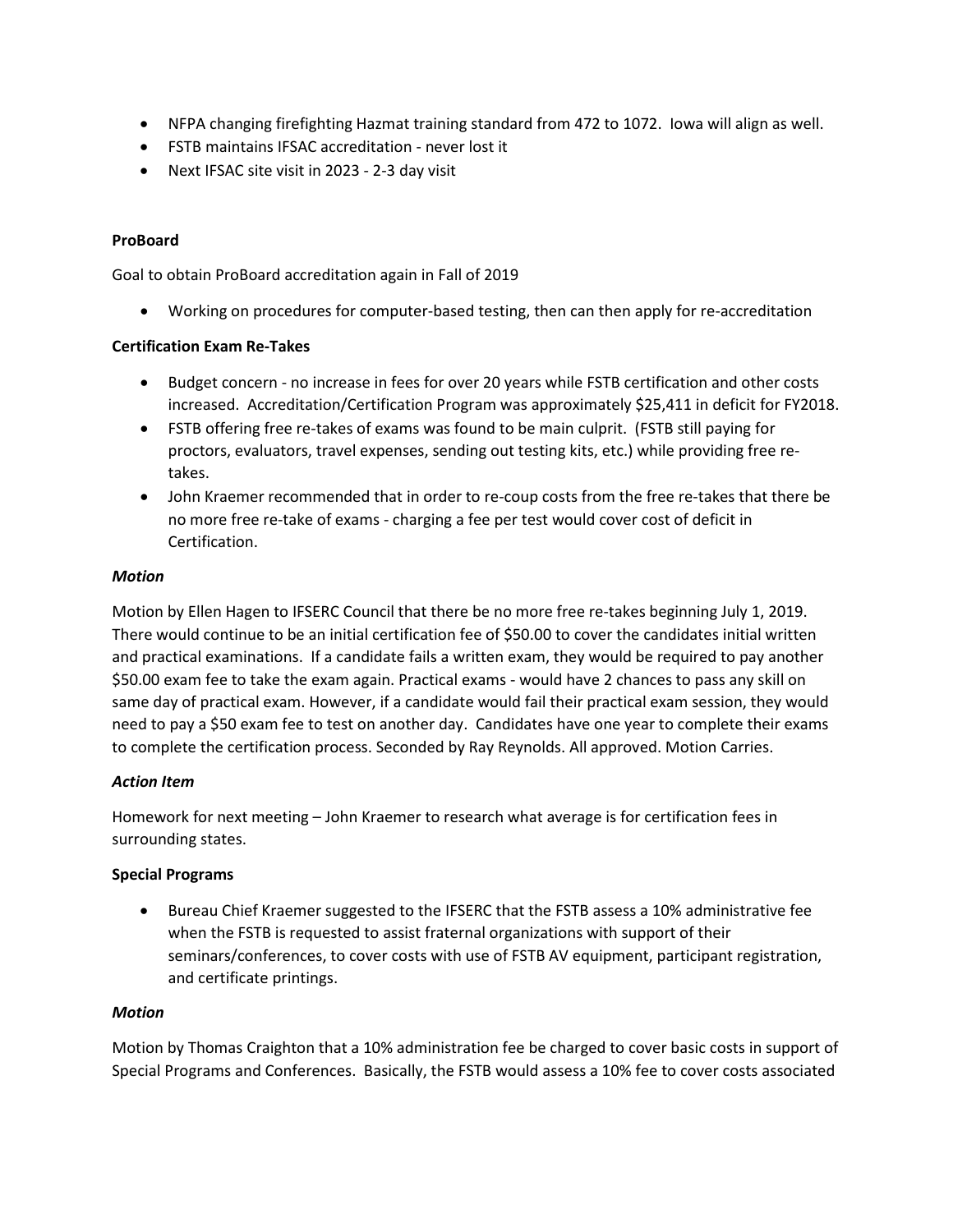- NFPA changing firefighting Hazmat training standard from 472 to 1072. Iowa will align as well.
- FSTB maintains IFSAC accreditation - never lost it
- Next IFSAC site visit in 2023 - 2-3 day visit

**ProBoard**

Goal to obtain ProBoard accreditation again in Fall of 2019

- Working on procedures for computer-based testing, then can then apply for re-accreditation

**Certification Exam Re-Takes**

- Budget concern - no increase in fees for over 20 years while FSTB certification and other costs increased. Accreditation/Certification Program was approximately $25,411 in deficit for FY2018.
- FSTB offering free re-takes of exams was found to be main culprit. (FSTB still paying for proctors, evaluators, travel expenses, sending out testing kits, etc.) while providing free re-takes.
- John Kraemer recommended that in order to re-coup costs from the free re-takes that there be no more free re-take of exams - charging a fee per test would cover cost of deficit in Certification.

***Motion***

Motion by Ellen Hagen to IFSERC Council that there be no more free re-takes beginning July 1, 2019. There would continue to be an initial certification fee of $50.00 to cover the candidates initial written and practical examinations. If a candidate fails a written exam, they would be required to pay another $50.00 exam fee to take the exam again. Practical exams - would have 2 chances to pass any skill on same day of practical exam. However, if a candidate would fail their practical exam session, they would need to pay a $50 exam fee to test on another day. Candidates have one year to complete their exams to complete the certification process. Seconded by Ray Reynolds. All approved. Motion Carries.

***Action Item***

Homework for next meeting – John Kraemer to research what average is for certification fees in surrounding states.

**Special Programs**

- Bureau Chief Kraemer suggested to the IFSERC that the FSTB assess a 10% administrative fee when the FSTB is requested to assist fraternal organizations with support of their seminars/conferences, to cover costs with use of FSTB AV equipment, participant registration, and certificate printings.

***Motion***

Motion by Thomas Craighton that a 10% administration fee be charged to cover basic costs in support of Special Programs and Conferences. Basically, the FSTB would assess a 10% fee to cover costs associated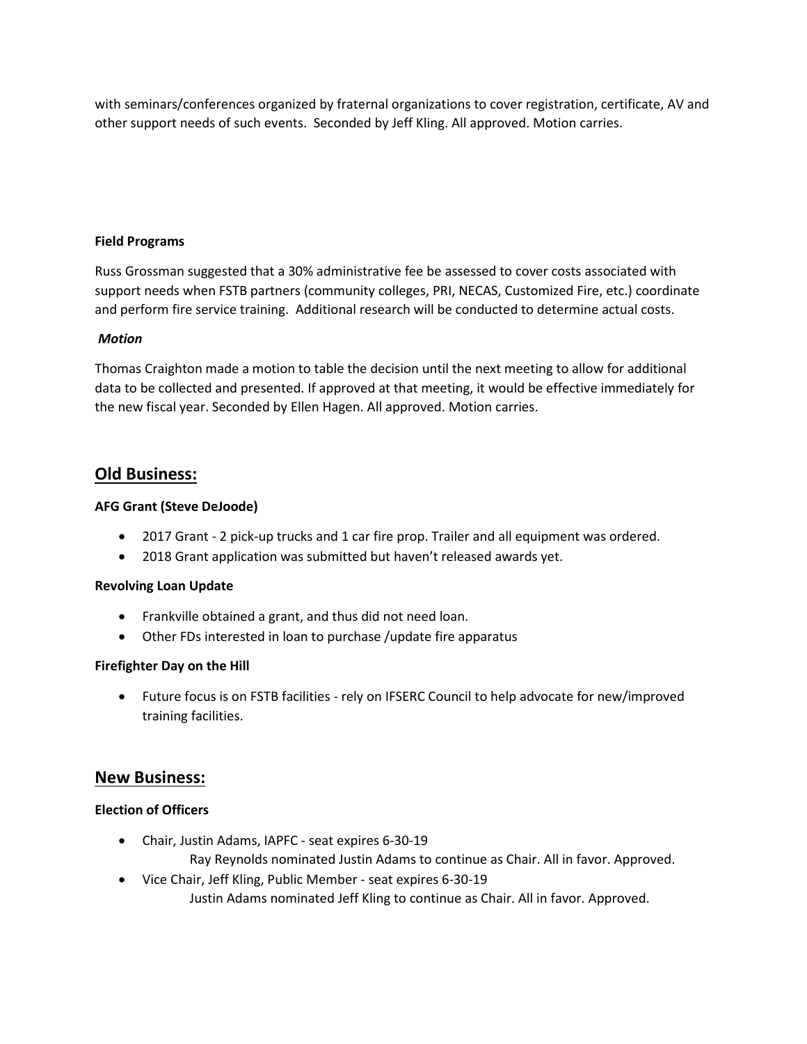with seminars/conferences organized by fraternal organizations to cover registration, certificate, AV and other support needs of such events. Seconded by Jeff Kling. All approved. Motion carries.

**Field Programs**

Russ Grossman suggested that a 30% administrative fee be assessed to cover costs associated with support needs when FSTB partners (community colleges, PRI, NECAS, Customized Fire, etc.) coordinate and perform fire service training. Additional research will be conducted to determine actual costs.

***Motion***

Thomas Craighton made a motion to table the decision until the next meeting to allow for additional data to be collected and presented. If approved at that meeting, it would be effective immediately for the new fiscal year. Seconded by Ellen Hagen. All approved. Motion carries.

## Old Business:

**AFG Grant (Steve DeJoode)**

- 2017 Grant - 2 pick-up trucks and 1 car fire prop. Trailer and all equipment was ordered.
- 2018 Grant application was submitted but haven't released awards yet.

**Revolving Loan Update**

- Frankville obtained a grant, and thus did not need loan.
- Other FDs interested in loan to purchase /update fire apparatus

**Firefighter Day on the Hill**

- Future focus is on FSTB facilities - rely on IFSERC Council to help advocate for new/improved training facilities.

## New Business:

**Election of Officers**

- Chair, Justin Adams, IAPFC - seat expires 6-30-19
  Ray Reynolds nominated Justin Adams to continue as Chair. All in favor. Approved.
- Vice Chair, Jeff Kling, Public Member - seat expires 6-30-19
  Justin Adams nominated Jeff Kling to continue as Chair. All in favor. Approved.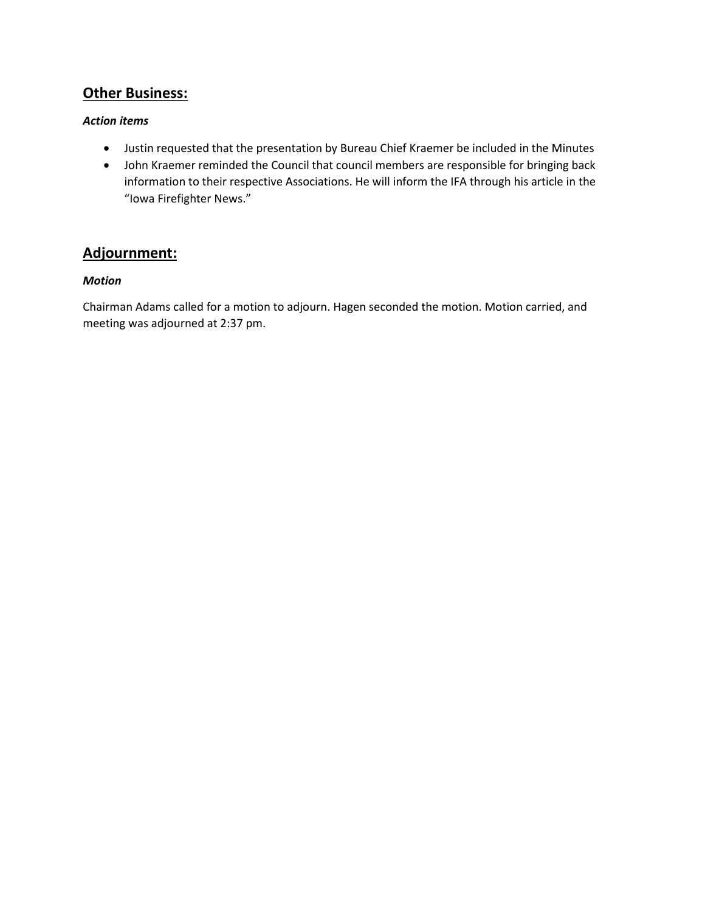## Other Business:

***Action items***

- Justin requested that the presentation by Bureau Chief Kraemer be included in the Minutes
- John Kraemer reminded the Council that council members are responsible for bringing back information to their respective Associations. He will inform the IFA through his article in the "Iowa Firefighter News."

## Adjournment:

***Motion***

Chairman Adams called for a motion to adjourn. Hagen seconded the motion. Motion carried, and meeting was adjourned at 2:37 pm.